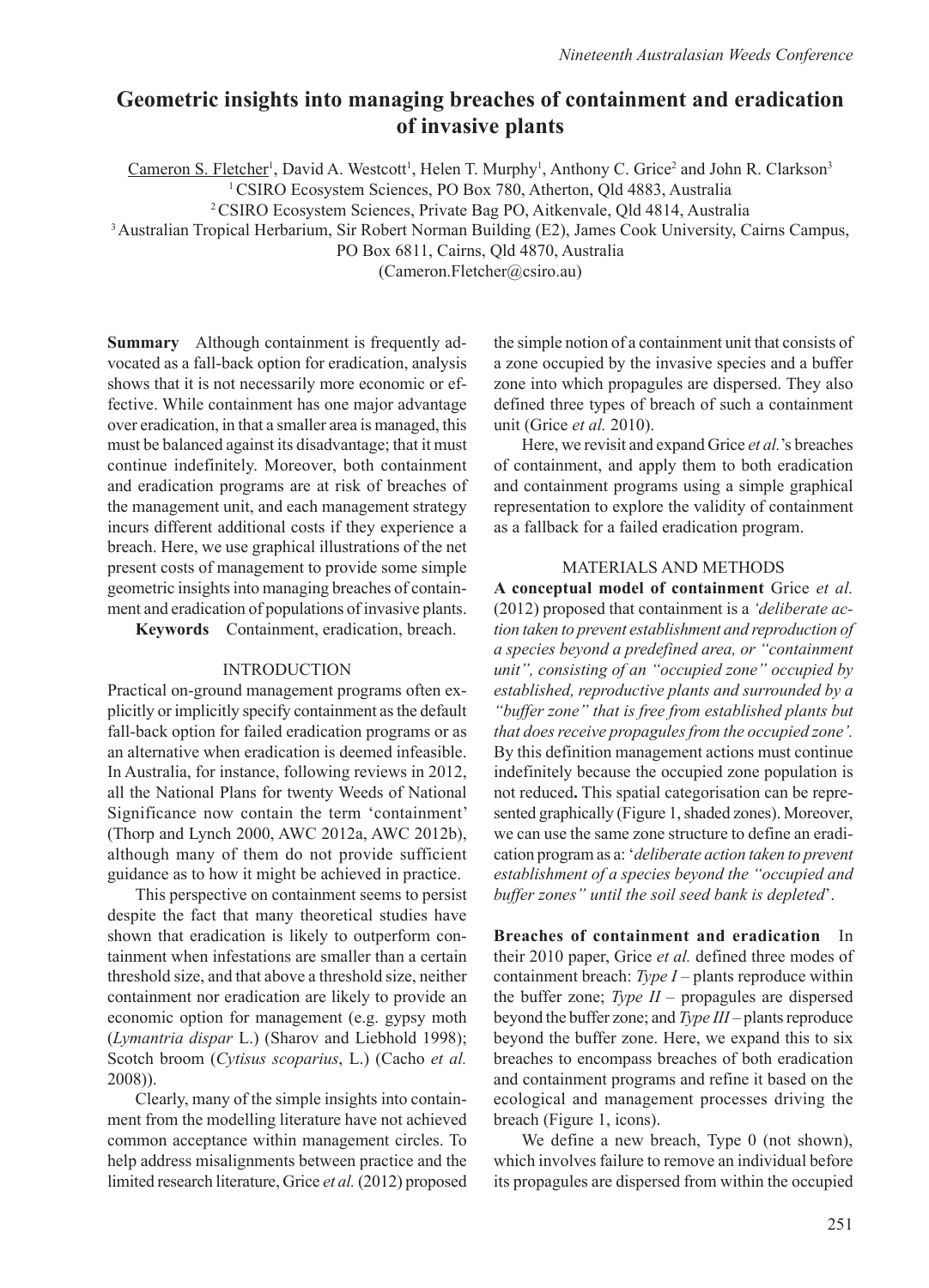# Geometric insights into managing breaches of containment and eradication of invasive plants

Cameron S. Fletcher[1], David A. Westcott[1], Helen T. Murphy[1], Anthony C. Grice[2] and John R. Clarkson[3]

[1] CSIRO Ecosystem Sciences, PO Box 780, Atherton, Qld 4883, Australia

[2] CSIRO Ecosystem Sciences, Private Bag PO, Aitkenvale, Qld 4814, Australia

[3] Australian Tropical Herbarium, Sir Robert Norman Building (E2), James Cook University, Cairns Campus, PO Box 6811, Cairns, Qld 4870, Australia

(Cameron.Fletcher@csiro.au)

**Summary** Although containment is frequently advocated as a fall-back option for eradication, analysis shows that it is not necessarily more economic or effective. While containment has one major advantage over eradication, in that a smaller area is managed, this must be balanced against its disadvantage; that it must continue indefinitely. Moreover, both containment and eradication programs are at risk of breaches of the management unit, and each management strategy incurs different additional costs if they experience a breach. Here, we use graphical illustrations of the net present costs of management to provide some simple geometric insights into managing breaches of containment and eradication of populations of invasive plants.

**Keywords** Containment, eradication, breach.

## INTRODUCTION

Practical on-ground management programs often explicitly or implicitly specify containment as the default fall-back option for failed eradication programs or as an alternative when eradication is deemed infeasible. In Australia, for instance, following reviews in 2012, all the National Plans for twenty Weeds of National Significance now contain the term 'containment' (Thorp and Lynch 2000, AWC 2012a, AWC 2012b), although many of them do not provide sufficient guidance as to how it might be achieved in practice.

This perspective on containment seems to persist despite the fact that many theoretical studies have shown that eradication is likely to outperform containment when infestations are smaller than a certain threshold size, and that above a threshold size, neither containment nor eradication are likely to provide an economic option for management (e.g. gypsy moth (*Lymantria dispar* L.) (Sharov and Liebhold 1998); Scotch broom (*Cytisus scoparius*, L.) (Cacho *et al.* 2008)).

Clearly, many of the simple insights into containment from the modelling literature have not achieved common acceptance within management circles. To help address misalignments between practice and the limited research literature, Grice *et al.* (2012) proposed the simple notion of a containment unit that consists of a zone occupied by the invasive species and a buffer zone into which propagules are dispersed. They also defined three types of breach of such a containment unit (Grice *et al.* 2010).

Here, we revisit and expand Grice *et al.*'s breaches of containment, and apply them to both eradication and containment programs using a simple graphical representation to explore the validity of containment as a fallback for a failed eradication program.

## MATERIALS AND METHODS

**A conceptual model of containment** Grice *et al.* (2012) proposed that containment is a *'deliberate action taken to prevent establishment and reproduction of a species beyond a predefined area, or "containment unit", consisting of an "occupied zone" occupied by established, reproductive plants and surrounded by a "buffer zone" that is free from established plants but that does receive propagules from the occupied zone'.* By this definition management actions must continue indefinitely because the occupied zone population is not reduced**.** This spatial categorisation can be represented graphically (Figure 1, shaded zones). Moreover, we can use the same zone structure to define an eradication program as a: '*deliberate action taken to prevent establishment of a species beyond the "occupied and buffer zones" until the soil seed bank is depleted*'.

**Breaches of containment and eradication** In their 2010 paper, Grice *et al.* defined three modes of containment breach: *Type I* – plants reproduce within the buffer zone; *Type II* – propagules are dispersed beyond the buffer zone; and *Type III* – plants reproduce beyond the buffer zone. Here, we expand this to six breaches to encompass breaches of both eradication and containment programs and refine it based on the ecological and management processes driving the breach (Figure 1, icons).

We define a new breach, Type 0 (not shown), which involves failure to remove an individual before its propagules are dispersed from within the occupied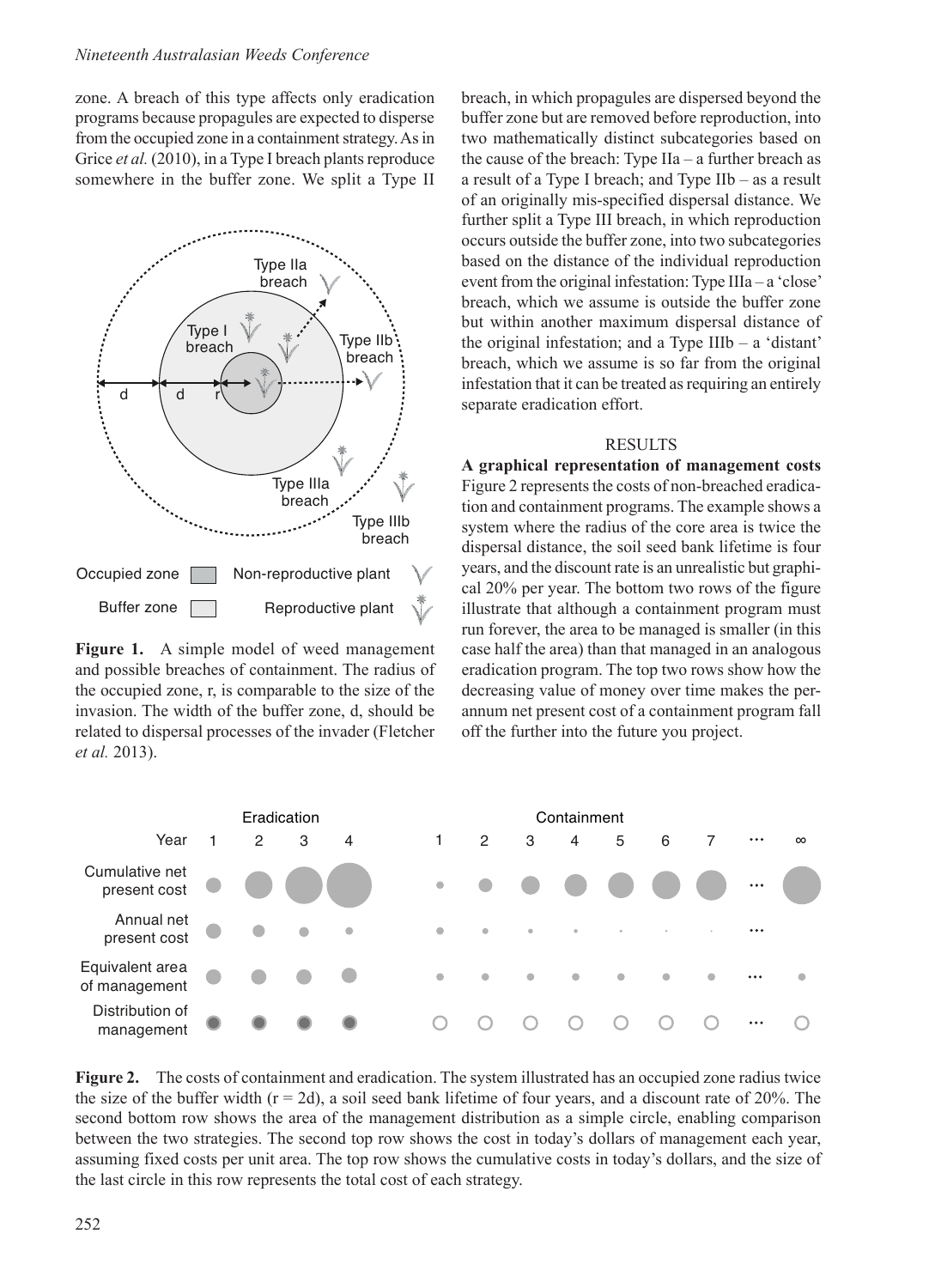zone. A breach of this type affects only eradication programs because propagules are expected to disperse from the occupied zone in a containment strategy. As in Grice *et al.* (2010), in a Type I breach plants reproduce somewhere in the buffer zone. We split a Type II breach, in which propagules are dispersed beyond the buffer zone but are removed before reproduction, into two mathematically distinct subcategories based on the cause of the breach: Type IIa – a further breach as a result of a Type I breach; and Type IIb – as a result of an originally mis-specified dispersal distance. We further split a Type III breach, in which reproduction occurs outside the buffer zone, into two subcategories based on the distance of the individual reproduction event from the original infestation: Type IIIa – a 'close' breach, which we assume is outside the buffer zone but within another maximum dispersal distance of the original infestation; and a Type IIIb – a 'distant' breach, which we assume is so far from the original infestation that it can be treated as requiring an entirely separate eradication effort.

**Figure 1.** A simple model of weed management and possible breaches of containment. The radius of the occupied zone, r, is comparable to the size of the invasion. The width of the buffer zone, d, should be related to dispersal processes of the invader (Fletcher *et al.* 2013).

## RESULTS

**A graphical representation of management costs** Figure 2 represents the costs of non-breached eradication and containment programs. The example shows a system where the radius of the core area is twice the dispersal distance, the soil seed bank lifetime is four years, and the discount rate is an unrealistic but graphical 20% per year. The bottom two rows of the figure illustrate that although a containment program must run forever, the area to be managed is smaller (in this case half the area) than that managed in an analogous eradication program. The top two rows show how the decreasing value of money over time makes the per-annum net present cost of a containment program fall off the further into the future you project.

**Figure 2.** The costs of containment and eradication. The system illustrated has an occupied zone radius twice the size of the buffer width ($r = 2d$), a soil seed bank lifetime of four years, and a discount rate of 20%. The second bottom row shows the area of the management distribution as a simple circle, enabling comparison between the two strategies. The second top row shows the cost in today's dollars of management each year, assuming fixed costs per unit area. The top row shows the cumulative costs in today's dollars, and the size of the last circle in this row represents the total cost of each strategy.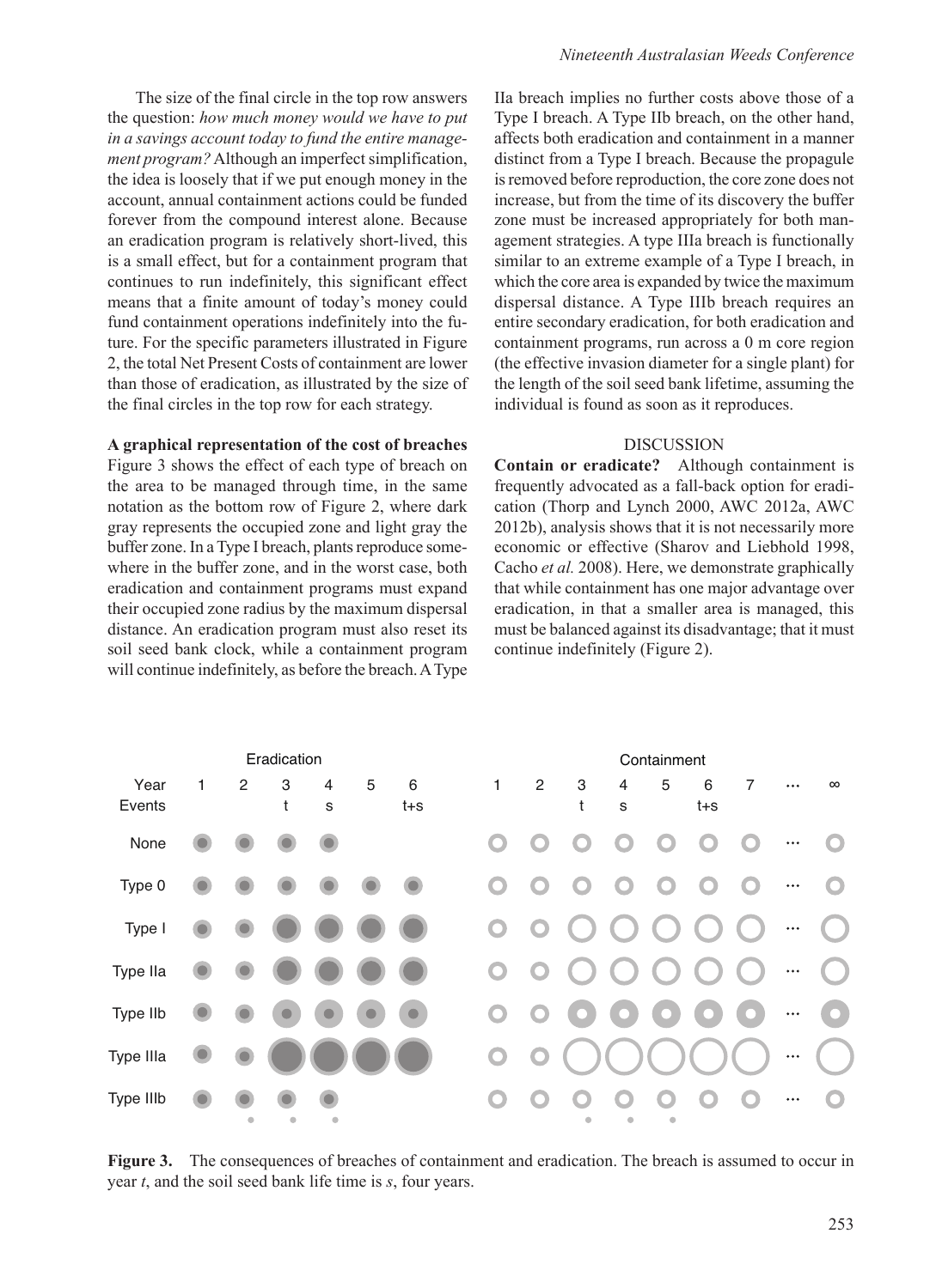The size of the final circle in the top row answers the question: *how much money would we have to put in a savings account today to fund the entire management program?* Although an imperfect simplification, the idea is loosely that if we put enough money in the account, annual containment actions could be funded forever from the compound interest alone. Because an eradication program is relatively short-lived, this is a small effect, but for a containment program that continues to run indefinitely, this significant effect means that a finite amount of today's money could fund containment operations indefinitely into the future. For the specific parameters illustrated in Figure 2, the total Net Present Costs of containment are lower than those of eradication, as illustrated by the size of the final circles in the top row for each strategy.

**A graphical representation of the cost of breaches** Figure 3 shows the effect of each type of breach on the area to be managed through time, in the same notation as the bottom row of Figure 2, where dark gray represents the occupied zone and light gray the buffer zone. In a Type I breach, plants reproduce somewhere in the buffer zone, and in the worst case, both eradication and containment programs must expand their occupied zone radius by the maximum dispersal distance. An eradication program must also reset its soil seed bank clock, while a containment program will continue indefinitely, as before the breach. A Type IIa breach implies no further costs above those of a Type I breach. A Type IIb breach, on the other hand, affects both eradication and containment in a manner distinct from a Type I breach. Because the propagule is removed before reproduction, the core zone does not increase, but from the time of its discovery the buffer zone must be increased appropriately for both management strategies. A type IIIa breach is functionally similar to an extreme example of a Type I breach, in which the core area is expanded by twice the maximum dispersal distance. A Type IIIb breach requires an entire secondary eradication, for both eradication and containment programs, run across a 0 m core region (the effective invasion diameter for a single plant) for the length of the soil seed bank lifetime, assuming the individual is found as soon as it reproduces.

## DISCUSSION

**Contain or eradicate?** Although containment is frequently advocated as a fall-back option for eradication (Thorp and Lynch 2000, AWC 2012a, AWC 2012b), analysis shows that it is not necessarily more economic or effective (Sharov and Liebhold 1998, Cacho *et al.* 2008). Here, we demonstrate graphically that while containment has one major advantage over eradication, in that a smaller area is managed, this must be balanced against its disadvantage; that it must continue indefinitely (Figure 2).

**Figure 3.** The consequences of breaches of containment and eradication. The breach is assumed to occur in year *t*, and the soil seed bank life time is *s*, four years.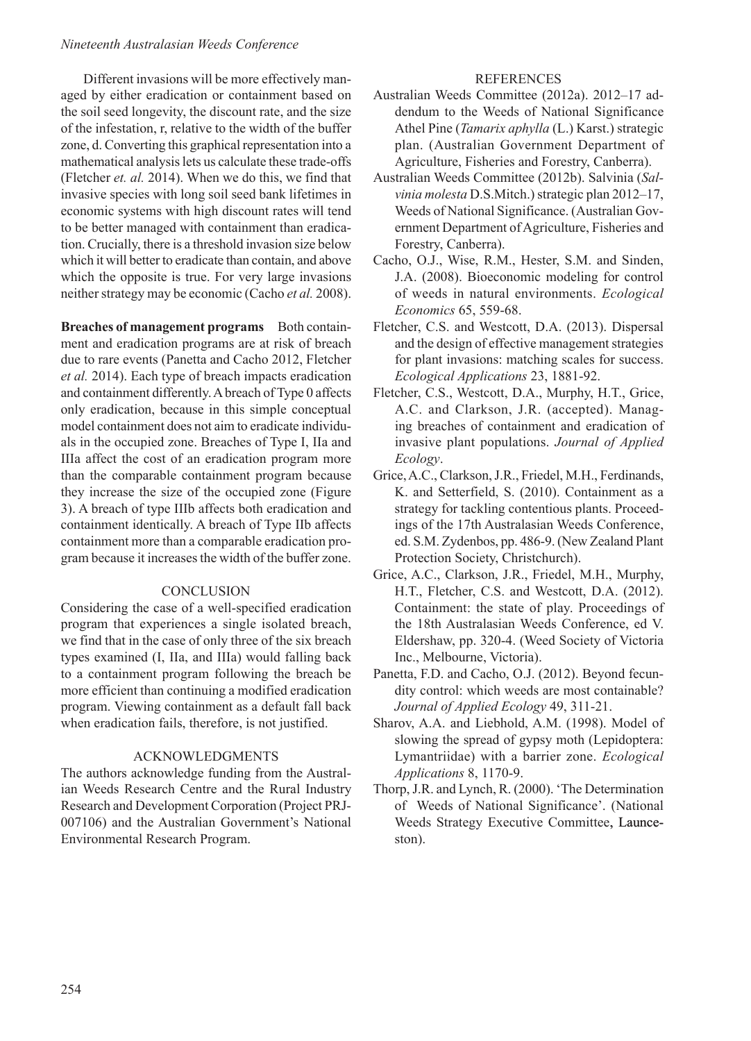Different invasions will be more effectively managed by either eradication or containment based on the soil seed longevity, the discount rate, and the size of the infestation, r, relative to the width of the buffer zone, d. Converting this graphical representation into a mathematical analysis lets us calculate these trade-offs (Fletcher *et. al.* 2014). When we do this, we find that invasive species with long soil seed bank lifetimes in economic systems with high discount rates will tend to be better managed with containment than eradication. Crucially, there is a threshold invasion size below which it will better to eradicate than contain, and above which the opposite is true. For very large invasions neither strategy may be economic (Cacho *et al.* 2008).

**Breaches of management programs** Both containment and eradication programs are at risk of breach due to rare events (Panetta and Cacho 2012, Fletcher *et al.* 2014). Each type of breach impacts eradication and containment differently. A breach of Type 0 affects only eradication, because in this simple conceptual model containment does not aim to eradicate individuals in the occupied zone. Breaches of Type I, IIa and IIIa affect the cost of an eradication program more than the comparable containment program because they increase the size of the occupied zone (Figure 3). A breach of type IIIb affects both eradication and containment identically. A breach of Type IIb affects containment more than a comparable eradication program because it increases the width of the buffer zone.

## CONCLUSION

Considering the case of a well-specified eradication program that experiences a single isolated breach, we find that in the case of only three of the six breach types examined (I, IIa, and IIIa) would falling back to a containment program following the breach be more efficient than continuing a modified eradication program. Viewing containment as a default fall back when eradication fails, therefore, is not justified.

## ACKNOWLEDGMENTS

The authors acknowledge funding from the Australian Weeds Research Centre and the Rural Industry Research and Development Corporation (Project PRJ-007106) and the Australian Government's National Environmental Research Program.

## REFERENCES

Australian Weeds Committee (2012a). 2012–17 addendum to the Weeds of National Significance Athel Pine (*Tamarix aphylla* (L.) Karst.) strategic plan. (Australian Government Department of Agriculture, Fisheries and Forestry, Canberra).

Australian Weeds Committee (2012b). Salvinia (*Salvinia molesta* D.S.Mitch.) strategic plan 2012–17, Weeds of National Significance. (Australian Government Department of Agriculture, Fisheries and Forestry, Canberra).

Cacho, O.J., Wise, R.M., Hester, S.M. and Sinden, J.A. (2008). Bioeconomic modeling for control of weeds in natural environments. *Ecological Economics* 65, 559-68.

Fletcher, C.S. and Westcott, D.A. (2013). Dispersal and the design of effective management strategies for plant invasions: matching scales for success. *Ecological Applications* 23, 1881-92.

Fletcher, C.S., Westcott, D.A., Murphy, H.T., Grice, A.C. and Clarkson, J.R. (accepted). Managing breaches of containment and eradication of invasive plant populations. *Journal of Applied Ecology*.

Grice, A.C., Clarkson, J.R., Friedel, M.H., Ferdinands, K. and Setterfield, S. (2010). Containment as a strategy for tackling contentious plants. Proceedings of the 17th Australasian Weeds Conference, ed. S.M. Zydenbos, pp. 486-9. (New Zealand Plant Protection Society, Christchurch).

Grice, A.C., Clarkson, J.R., Friedel, M.H., Murphy, H.T., Fletcher, C.S. and Westcott, D.A. (2012). Containment: the state of play. Proceedings of the 18th Australasian Weeds Conference, ed V. Eldershaw, pp. 320-4. (Weed Society of Victoria Inc., Melbourne, Victoria).

Panetta, F.D. and Cacho, O.J. (2012). Beyond fecundity control: which weeds are most containable? *Journal of Applied Ecology* 49, 311-21.

Sharov, A.A. and Liebhold, A.M. (1998). Model of slowing the spread of gypsy moth (Lepidoptera: Lymantriidae) with a barrier zone. *Ecological Applications* 8, 1170-9.

Thorp, J.R. and Lynch, R. (2000). 'The Determination of Weeds of National Significance'. (National Weeds Strategy Executive Committee, Launceston).